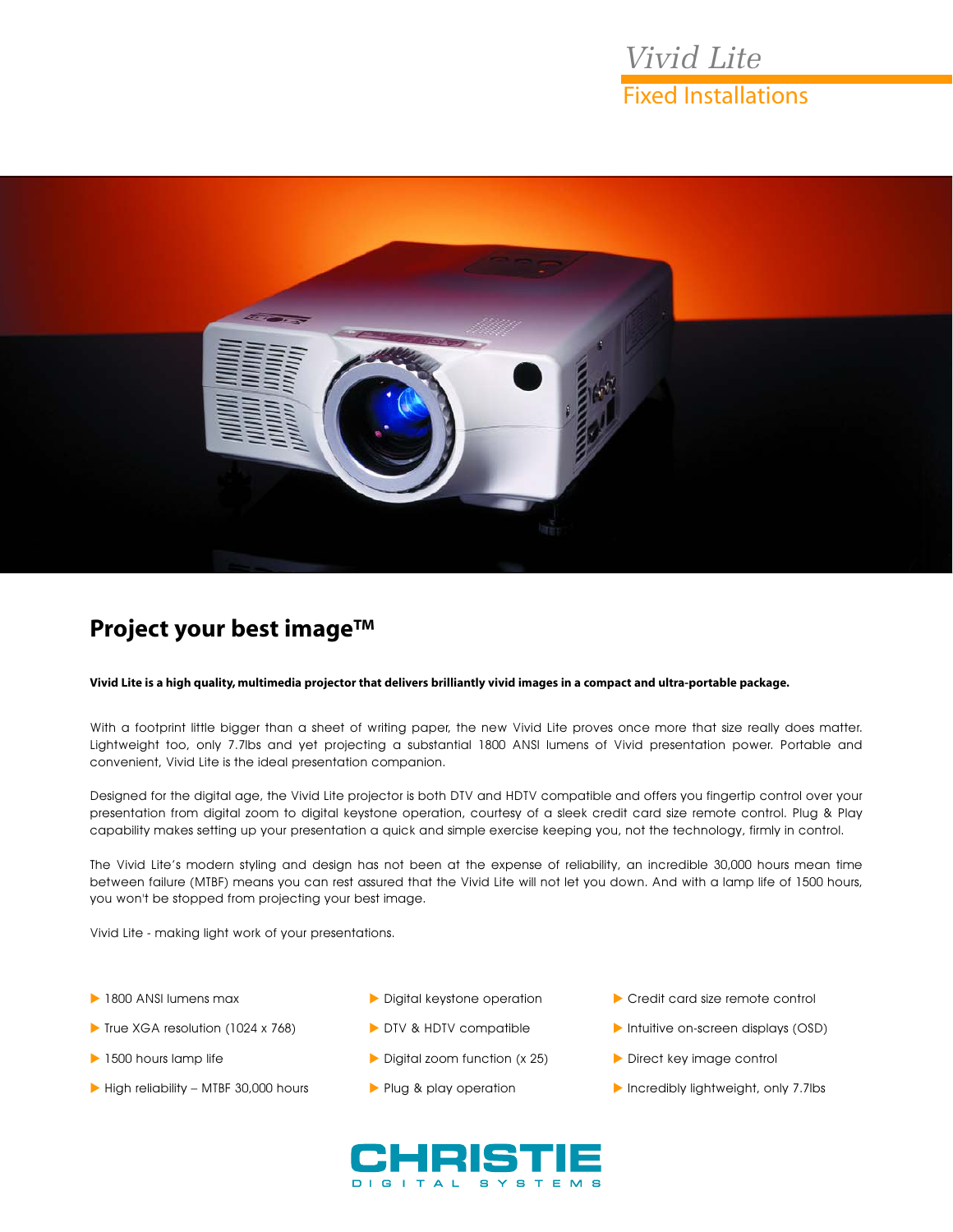# Vivid Lite

Fixed Installations

## Project your best image™

**Vivid Lite is a high quality, multimedia projector that delivers brilliantly vivid images in a compact and ultra-portable package.**

With a footprint little bigger than a sheet of writing paper, the new Vivid Lite proves once more that size really does matter. Lightweight too, only 7.7lbs and yet projecting a substantial 1800 ANSI lumens of Vivid presentation power. Portable and convenient, Vivid Lite is the ideal presentation companion.

Designed for the digital age, the Vivid Lite projector is both DTV and HDTV compatible and offers you fingertip control over your presentation from digital zoom to digital keystone operation, courtesy of a sleek credit card size remote control. Plug & Play capability makes setting up your presentation a quick and simple exercise keeping you, not the technology, firmly in control.

The Vivid Lite's modern styling and design has not been at the expense of reliability, an incredible 30,000 hours mean time between failure (MTBF) means you can rest assured that the Vivid Lite will not let you down. And with a lamp life of 1500 hours, you won't be stopped from projecting your best image.

Vivid Lite - making light work of your presentations.

- 1800 ANSI lumens max
- True XGA resolution (1024 x 768)
- 1500 hours lamp life
- High reliability – MTBF 30,000 hours
- Digital keystone operation
- DTV & HDTV compatible
- Digital zoom function (x 25)
- Plug & play operation
- Credit card size remote control
- Intuitive on-screen displays (OSD)
- Direct key image control
- Incredibly lightweight, only 7.7lbs

CHRISTIE DIGITAL SYSTEMS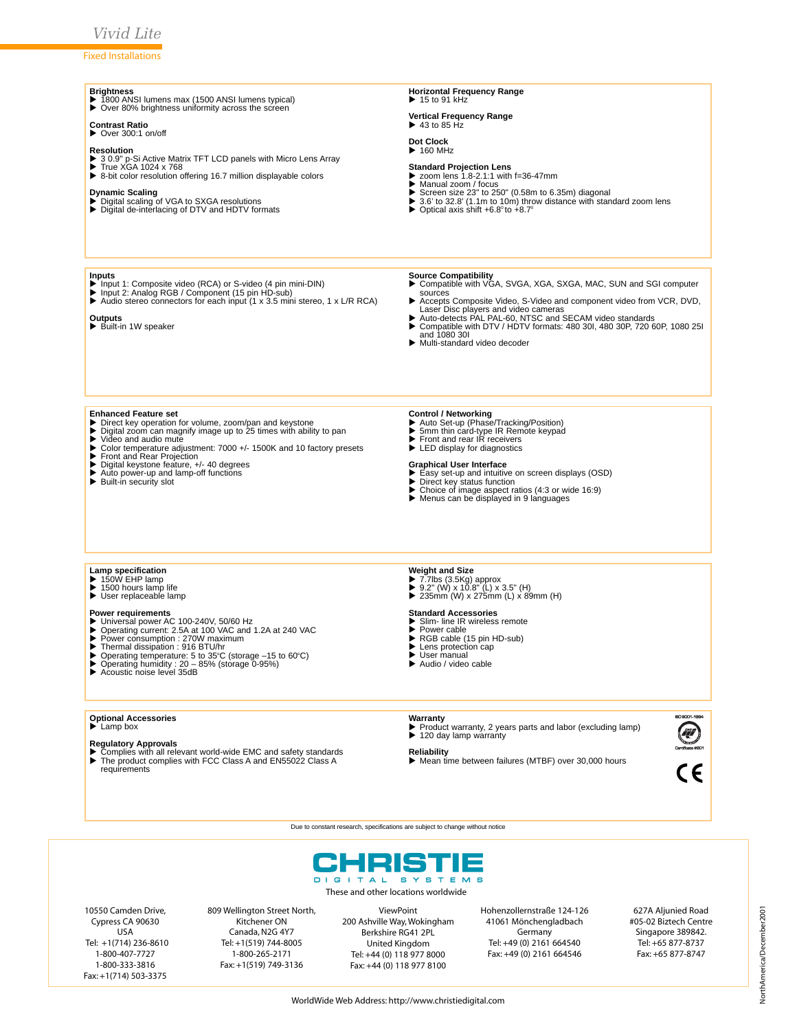*Vivid Lite*

Fixed Installations

**Brightness**
- 1800 ANSI lumens max (1500 ANSI lumens typical)
- Over 80% brightness uniformity across the screen

**Contrast Ratio**
- Over 300:1 on/off

**Resolution**
- 3 0.9" p-Si Active Matrix TFT LCD panels with Micro Lens Array
- True XGA 1024 x 768
- 8-bit color resolution offering 16.7 million displayable colors

**Dynamic Scaling**
- Digital scaling of VGA to SXGA resolutions
- Digital de-interlacing of DTV and HDTV formats

**Horizontal Frequency Range**
- 15 to 91 kHz

**Vertical Frequency Range**
- 43 to 85 Hz

**Dot Clock**
- 160 MHz

**Standard Projection Lens**
- zoom lens 1.8-2.1:1 with f=36-47mm
- Manual zoom / focus
- Screen size 23" to 250" (0.58m to 6.35m) diagonal
- 3.6' to 32.8' (1.1m to 10m) throw distance with standard zoom lens
- Optical axis shift +6.8° to +8.7°

**Inputs**
- Input 1: Composite video (RCA) or S-video (4 pin mini-DIN)
- Input 2: Analog RGB / Component (15 pin HD-sub)
- Audio stereo connectors for each input (1 x 3.5 mini stereo, 1 x L/R RCA)

**Outputs**
- Built-in 1W speaker

**Source Compatibility**
- Compatible with VGA, SVGA, XGA, SXGA, MAC, SUN and SGI computer sources
- Accepts Composite Video, S-Video and component video from VCR, DVD, Laser Disc players and video cameras
- Auto-detects PAL PAL-60, NTSC and SECAM video standards
- Compatible with DTV / HDTV formats: 480 30I, 480 30P, 720 60P, 1080 25I and 1080 30I
- Multi-standard video decoder

**Enhanced Feature set**
- Direct key operation for volume, zoom/pan and keystone
- Digital zoom can magnify image up to 25 times with ability to pan
- Video and audio mute
- Color temperature adjustment: 7000 +/- 1500K and 10 factory presets
- Front and Rear Projection
- Digital keystone feature, +/- 40 degrees
- Auto power-up and lamp-off functions
- Built-in security slot

**Control / Networking**
- Auto Set-up (Phase/Tracking/Position)
- 5mm thin card-type IR Remote keypad
- Front and rear IR receivers
- LED display for diagnostics

**Graphical User Interface**
- Easy set-up and intuitive on screen displays (OSD)
- Direct key status function
- Choice of image aspect ratios (4:3 or wide 16:9)
- Menus can be displayed in 9 languages

**Lamp specification**
- 150W EHP lamp
- 1500 hours lamp life
- User replaceable lamp

**Power requirements**
- Universal power AC 100-240V, 50/60 Hz
- Operating current: 2.5A at 100 VAC and 1.2A at 240 VAC
- Power consumption : 270W maximum
- Thermal dissipation : 916 BTU/hr
- Operating temperature: 5 to 35°C (storage –15 to 60°C)
- Operating humidity : 20 – 85% (storage 0-95%)
- Acoustic noise level 35dB

**Weight and Size**
- 7.7lbs (3.5Kg) approx
- 9.2" (W) x 10.8" (L) x 3.5" (H)
- 235mm (W) x 275mm (L) x 89mm (H)

**Standard Accessories**
- Slim- line IR wireless remote
- Power cable
- RGB cable (15 pin HD-sub)
- Lens protection cap
- User manual
- Audio / video cable

**Optional Accessories**
- Lamp box

**Regulatory Approvals**
- Complies with all relevant world-wide EMC and safety standards
- The product complies with FCC Class A and EN55022 Class A requirements

**Warranty**
- Product warranty, 2 years parts and labor (excluding lamp)
- 120 day lamp warranty

**Reliability**
- Mean time between failures (MTBF) over 30,000 hours

ISO 9001-1994
Certificate #601

CE

Due to constant research, specifications are subject to change without notice

CHRISTIE
DIGITAL SYSTEMS

These and other locations worldwide

10550 Camden Drive,
Cypress CA 90630
USA
Tel: +1(714) 236-8610
1-800-407-7727
1-800-333-3816
Fax: +1(714) 503-3375

809 Wellington Street North,
Kitchener ON
Canada, N2G 4Y7
Tel: +1(519) 744-8005
1-800-265-2171
Fax: +1(519) 749-3136

ViewPoint
200 Ashville Way, Wokingham
Berkshire RG41 2PL
United Kingdom
Tel: +44 (0) 118 977 8000
Fax: +44 (0) 118 977 8100

Hohenzollernstraße 124-126
41061 Mönchengladbach
Germany
Tel: +49 (0) 2161 664540
Fax: +49 (0) 2161 664546

627A Aljunied Road
#05-02 Biztech Centre
Singapore 389842.
Tel: +65 877-8737
Fax: +65 877-8747

WorldWide Web Address: http://www.christiedigital.com

NorthAmerica/December 2001